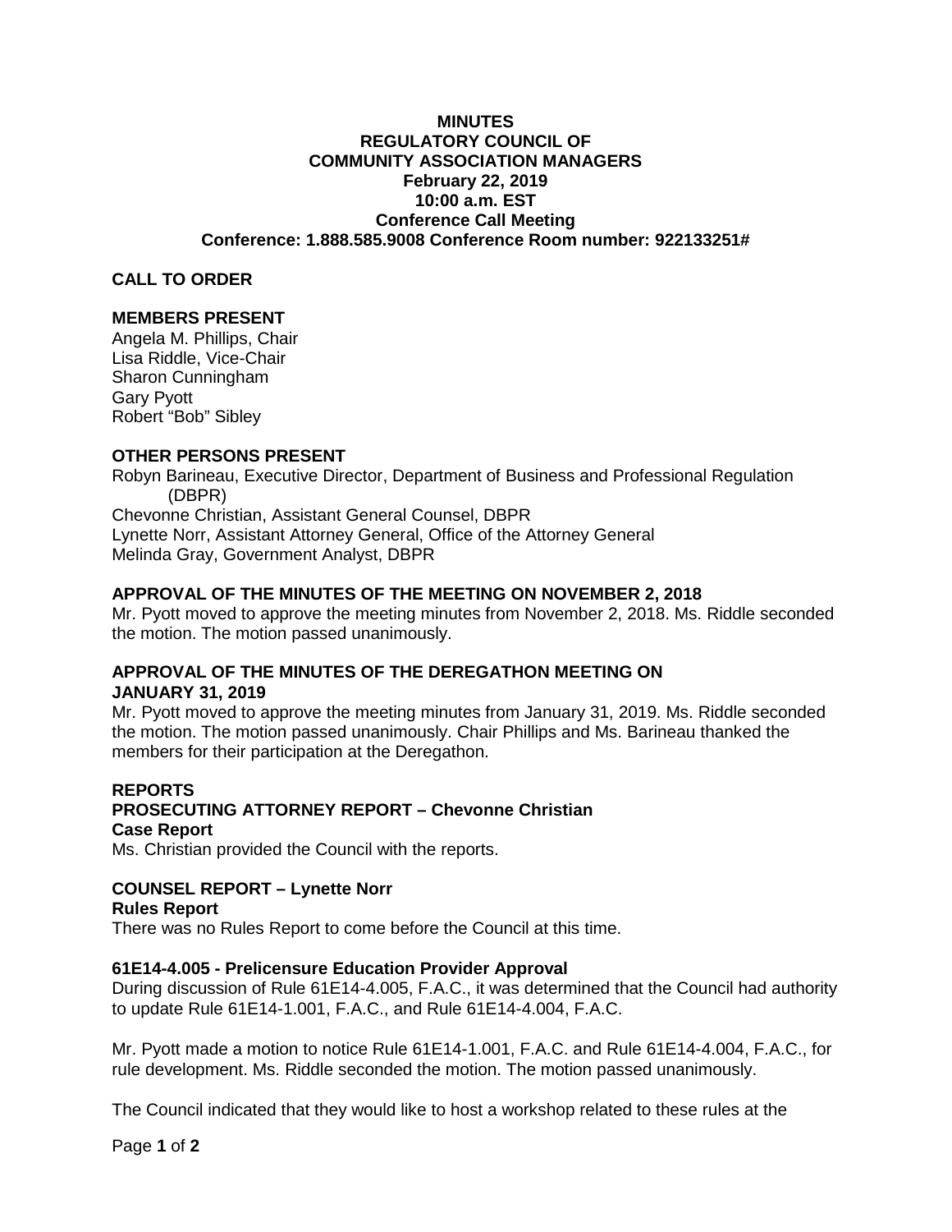# MINUTES
# REGULATORY COUNCIL OF COMMUNITY ASSOCIATION MANAGERS
**February 22, 2019**
**10:00 a.m. EST**
**Conference Call Meeting**
**Conference: 1.888.585.9008 Conference Room number: 922133251#**

## CALL TO ORDER

## MEMBERS PRESENT

Angela M. Phillips, Chair
Lisa Riddle, Vice-Chair
Sharon Cunningham
Gary Pyott
Robert "Bob" Sibley

## OTHER PERSONS PRESENT

Robyn Barineau, Executive Director, Department of Business and Professional Regulation (DBPR)
Chevonne Christian, Assistant General Counsel, DBPR
Lynette Norr, Assistant Attorney General, Office of the Attorney General
Melinda Gray, Government Analyst, DBPR

## APPROVAL OF THE MINUTES OF THE MEETING ON NOVEMBER 2, 2018

Mr. Pyott moved to approve the meeting minutes from November 2, 2018. Ms. Riddle seconded the motion. The motion passed unanimously.

## APPROVAL OF THE MINUTES OF THE DEREGATHON MEETING ON JANUARY 31, 2019

Mr. Pyott moved to approve the meeting minutes from January 31, 2019. Ms. Riddle seconded the motion. The motion passed unanimously. Chair Phillips and Ms. Barineau thanked the members for their participation at the Deregathon.

## REPORTS

### PROSECUTING ATTORNEY REPORT – Chevonne Christian

**Case Report**

Ms. Christian provided the Council with the reports.

### COUNSEL REPORT – Lynette Norr

**Rules Report**

There was no Rules Report to come before the Council at this time.

**61E14-4.005 - Prelicensure Education Provider Approval**

During discussion of Rule 61E14-4.005, F.A.C., it was determined that the Council had authority to update Rule 61E14-1.001, F.A.C., and Rule 61E14-4.004, F.A.C.

Mr. Pyott made a motion to notice Rule 61E14-1.001, F.A.C. and Rule 61E14-4.004, F.A.C., for rule development. Ms. Riddle seconded the motion. The motion passed unanimously.

The Council indicated that they would like to host a workshop related to these rules at the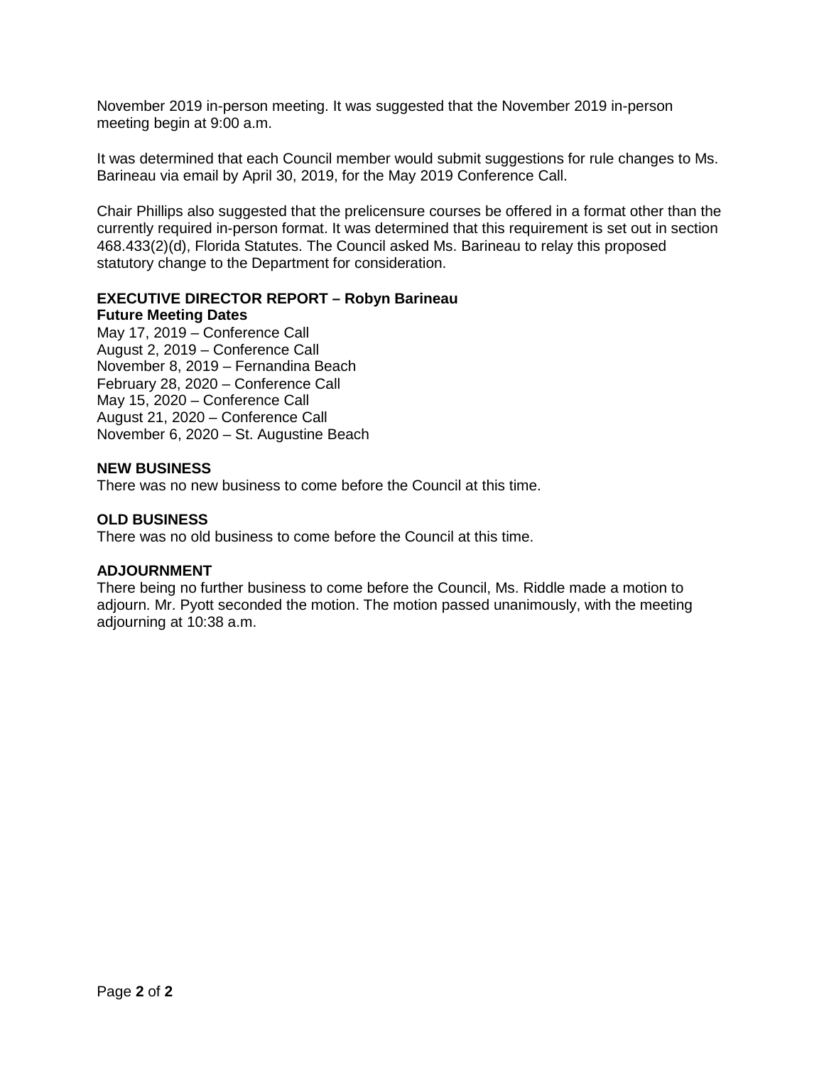November 2019 in-person meeting. It was suggested that the November 2019 in-person meeting begin at 9:00 a.m.

It was determined that each Council member would submit suggestions for rule changes to Ms. Barineau via email by April 30, 2019, for the May 2019 Conference Call.

Chair Phillips also suggested that the prelicensure courses be offered in a format other than the currently required in-person format. It was determined that this requirement is set out in section 468.433(2)(d), Florida Statutes. The Council asked Ms. Barineau to relay this proposed statutory change to the Department for consideration.

**EXECUTIVE DIRECTOR REPORT – Robyn Barineau**

**Future Meeting Dates**

May 17, 2019 – Conference Call
August 2, 2019 – Conference Call
November 8, 2019 – Fernandina Beach
February 28, 2020 – Conference Call
May 15, 2020 – Conference Call
August 21, 2020 – Conference Call
November 6, 2020 – St. Augustine Beach

**NEW BUSINESS**

There was no new business to come before the Council at this time.

**OLD BUSINESS**

There was no old business to come before the Council at this time.

**ADJOURNMENT**

There being no further business to come before the Council, Ms. Riddle made a motion to adjourn. Mr. Pyott seconded the motion. The motion passed unanimously, with the meeting adjourning at 10:38 a.m.